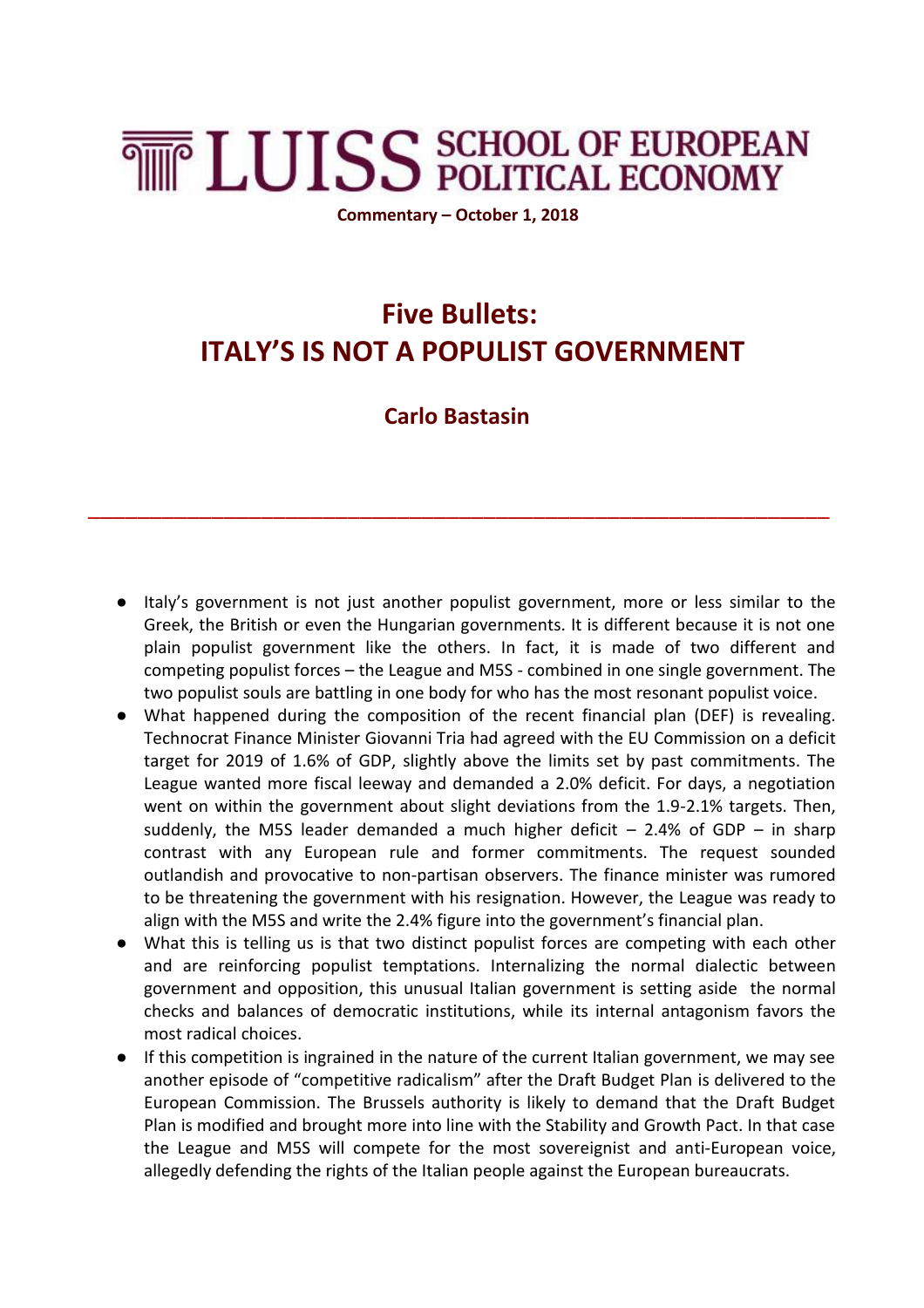LUISS SCHOOL OF EUROPEAN POLITICAL ECONOMY

**Commentary – October 1, 2018**

# Five Bullets: ITALY'S IS NOT A POPULIST GOVERNMENT

## Carlo Bastasin

---

- Italy's government is not just another populist government, more or less similar to the Greek, the British or even the Hungarian governments. It is different because it is not one plain populist government like the others. In fact, it is made of two different and competing populist forces – the League and M5S - combined in one single government. The two populist souls are battling in one body for who has the most resonant populist voice.
- What happened during the composition of the recent financial plan (DEF) is revealing. Technocrat Finance Minister Giovanni Tria had agreed with the EU Commission on a deficit target for 2019 of 1.6% of GDP, slightly above the limits set by past commitments. The League wanted more fiscal leeway and demanded a 2.0% deficit. For days, a negotiation went on within the government about slight deviations from the 1.9-2.1% targets. Then, suddenly, the M5S leader demanded a much higher deficit – 2.4% of GDP – in sharp contrast with any European rule and former commitments. The request sounded outlandish and provocative to non-partisan observers. The finance minister was rumored to be threatening the government with his resignation. However, the League was ready to align with the M5S and write the 2.4% figure into the government's financial plan.
- What this is telling us is that two distinct populist forces are competing with each other and are reinforcing populist temptations. Internalizing the normal dialectic between government and opposition, this unusual Italian government is setting aside the normal checks and balances of democratic institutions, while its internal antagonism favors the most radical choices.
- If this competition is ingrained in the nature of the current Italian government, we may see another episode of "competitive radicalism" after the Draft Budget Plan is delivered to the European Commission. The Brussels authority is likely to demand that the Draft Budget Plan is modified and brought more into line with the Stability and Growth Pact. In that case the League and M5S will compete for the most sovereignist and anti-European voice, allegedly defending the rights of the Italian people against the European bureaucrats.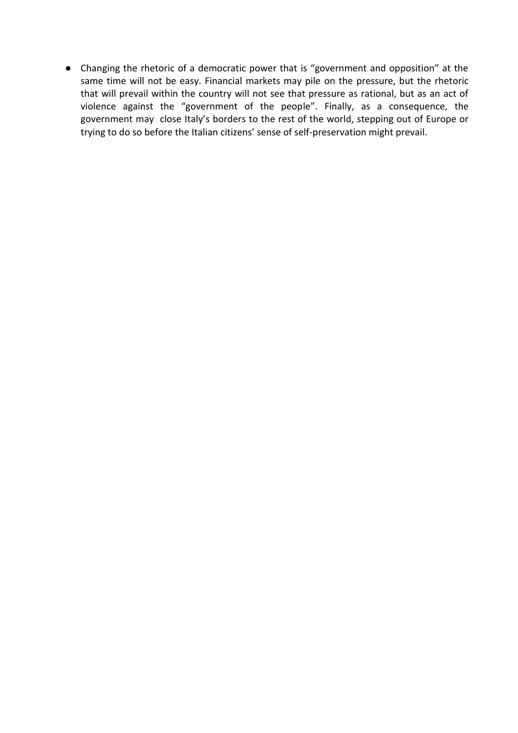- Changing the rhetoric of a democratic power that is "government and opposition" at the same time will not be easy. Financial markets may pile on the pressure, but the rhetoric that will prevail within the country will not see that pressure as rational, but as an act of violence against the "government of the people". Finally, as a consequence, the government may close Italy's borders to the rest of the world, stepping out of Europe or trying to do so before the Italian citizens' sense of self-preservation might prevail.